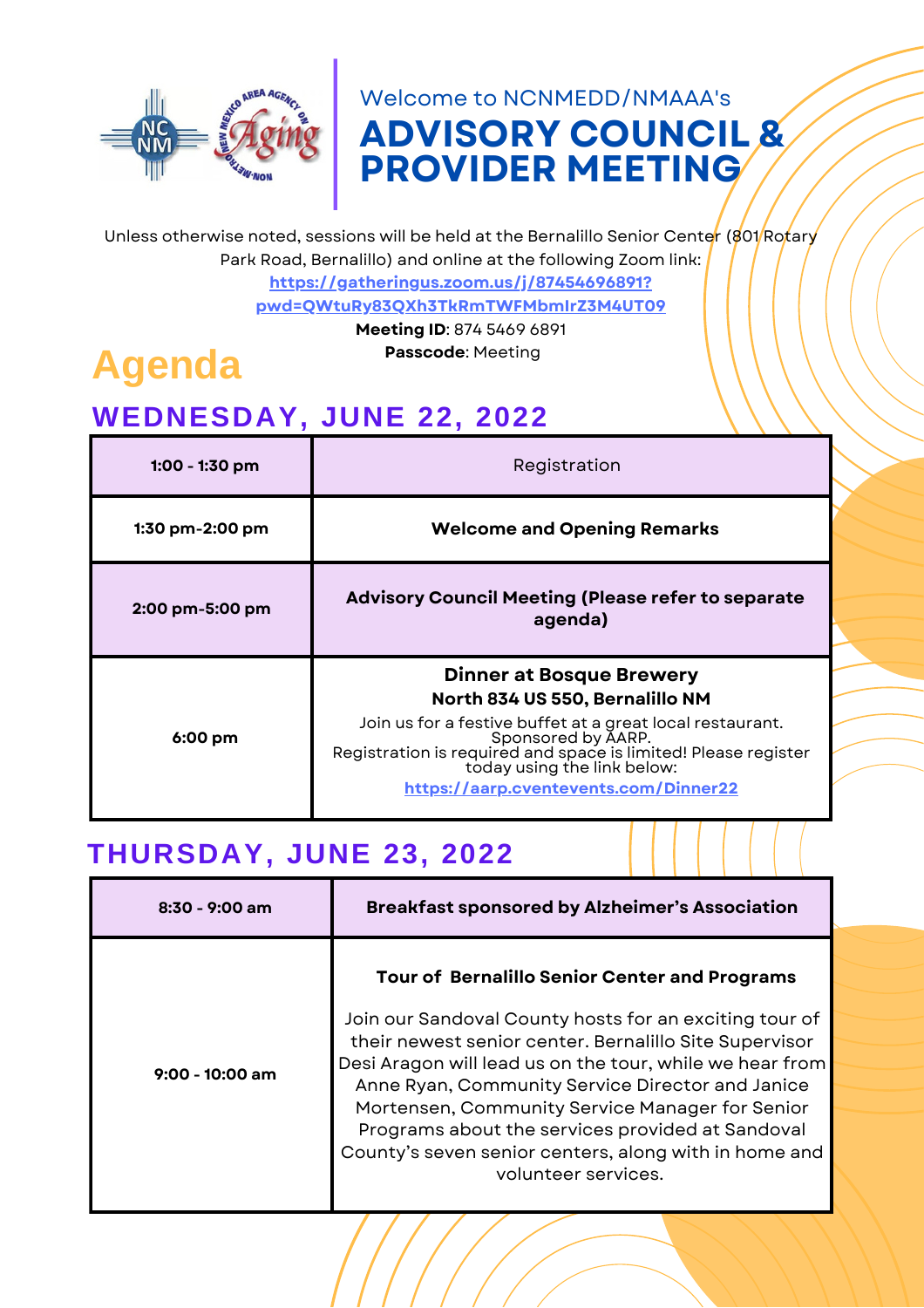Welcome to NCNMEDD/NMAAA's

# ADVISORY COUNCIL & PROVIDER MEETING

Unless otherwise noted, sessions will be held at the Bernalillo Senior Center (801 Rotary Park Road, Bernalillo) and online at the following Zoom link:
https://gatheringus.zoom.us/j/87454696891?pwd=QWtuRy83QXh3TkRmTWFMbmlrZ3M4UT09
**Meeting ID**: 874 5469 6891
**Passcode**: Meeting

## Agenda

### WEDNESDAY, JUNE 22, 2022

| | |
|---|---|
| 1:00 - 1:30 pm | Registration |
| 1:30 pm-2:00 pm | **Welcome and Opening Remarks** |
| 2:00 pm-5:00 pm | **Advisory Council Meeting (Please refer to separate agenda)** |
| 6:00 pm | **Dinner at Bosque Brewery**<br>**North 834 US 550, Bernalillo NM**<br>Join us for a festive buffet at a great local restaurant. Sponsored by AARP.<br>Registration is required and space is limited! Please register today using the link below:<br>https://aarp.cventevents.com/Dinner22 |

### THURSDAY, JUNE 23, 2022

| | |
|---|---|
| 8:30 - 9:00 am | **Breakfast sponsored by Alzheimer's Association** |
| 9:00 - 10:00 am | **Tour of Bernalillo Senior Center and Programs**<br><br>Join our Sandoval County hosts for an exciting tour of their newest senior center. Bernalillo Site Supervisor Desi Aragon will lead us on the tour, while we hear from Anne Ryan, Community Service Director and Janice Mortensen, Community Service Manager for Senior Programs about the services provided at Sandoval County's seven senior centers, along with in home and volunteer services. |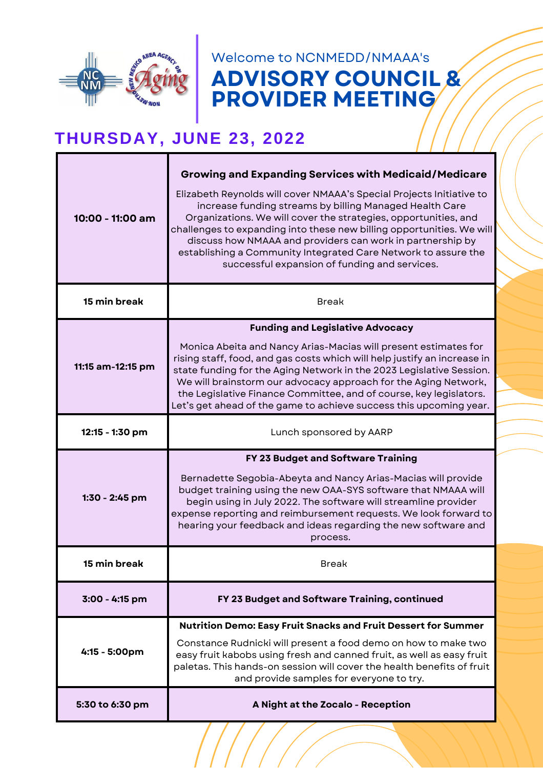Welcome to NCNMEDD/NMAAA's

# ADVISORY COUNCIL & PROVIDER MEETING

## THURSDAY, JUNE 23, 2022

| Time | Session |
|---|---|
| **10:00 - 11:00 am** | **Growing and Expanding Services with Medicaid/Medicare** Elizabeth Reynolds will cover NMAAA's Special Projects Initiative to increase funding streams by billing Managed Health Care Organizations. We will cover the strategies, opportunities, and challenges to expanding into these new billing opportunities. We will discuss how NMAAA and providers can work in partnership by establishing a Community Integrated Care Network to assure the successful expansion of funding and services. |
| **15 min break** | Break |
| **11:15 am-12:15 pm** | **Funding and Legislative Advocacy** Monica Abeita and Nancy Arias-Macias will present estimates for rising staff, food, and gas costs which will help justify an increase in state funding for the Aging Network in the 2023 Legislative Session. We will brainstorm our advocacy approach for the Aging Network, the Legislative Finance Committee, and of course, key legislators. Let's get ahead of the game to achieve success this upcoming year. |
| **12:15 - 1:30 pm** | Lunch sponsored by AARP |
| **1:30 - 2:45 pm** | **FY 23 Budget and Software Training** Bernadette Segobia-Abeyta and Nancy Arias-Macias will provide budget training using the new OAA-SYS software that NMAAA will begin using in July 2022. The software will streamline provider expense reporting and reimbursement requests. We look forward to hearing your feedback and ideas regarding the new software and process. |
| **15 min break** | Break |
| **3:00 - 4:15 pm** | **FY 23 Budget and Software Training, continued** |
| **4:15 - 5:00pm** | **Nutrition Demo: Easy Fruit Snacks and Fruit Dessert for Summer** Constance Rudnicki will present a food demo on how to make two easy fruit kabobs using fresh and canned fruit, as well as easy fruit paletas. This hands-on session will cover the health benefits of fruit and provide samples for everyone to try. |
| **5:30 to 6:30 pm** | **A Night at the Zocalo - Reception** |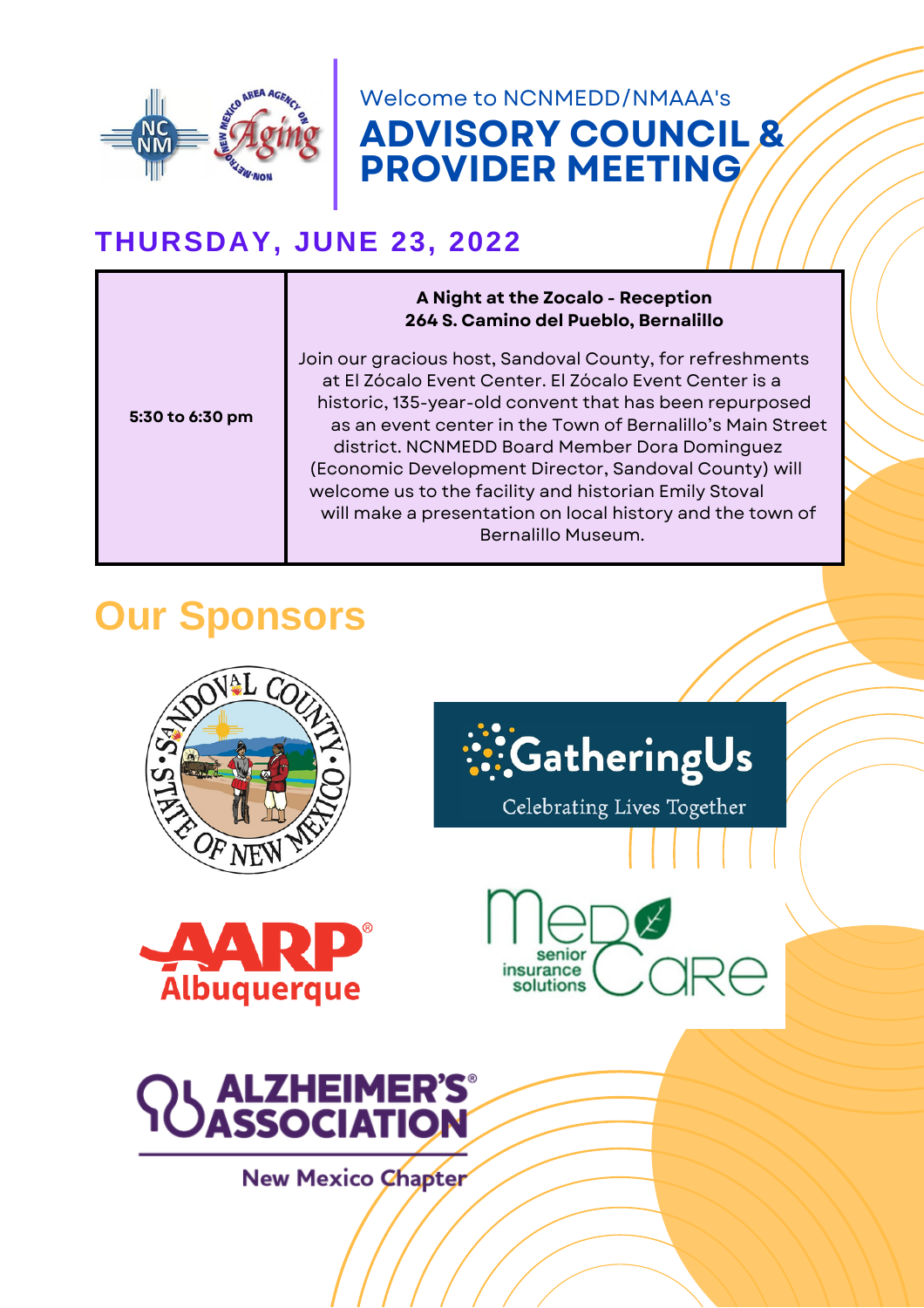Welcome to NCNMEDD/NMAAA's

# ADVISORY COUNCIL & PROVIDER MEETING

## THURSDAY, JUNE 23, 2022

| | |
|---|---|
| **5:30 to 6:30 pm** | **A Night at the Zocalo - Reception**<br>**264 S. Camino del Pueblo, Bernalillo**<br><br>Join our gracious host, Sandoval County, for refreshments at El Zócalo Event Center. El Zócalo Event Center is a historic, 135-year-old convent that has been repurposed as an event center in the Town of Bernalillo's Main Street district. NCNMEDD Board Member Dora Dominguez (Economic Development Director, Sandoval County) will welcome us to the facility and historian Emily Stoval will make a presentation on local history and the town of Bernalillo Museum. |

## Our Sponsors

Sandoval County, State of New Mexico

GatheringUs
Celebrating Lives Together

AARP Albuquerque

MedCare senior insurance solutions

Alzheimer's Association
New Mexico Chapter